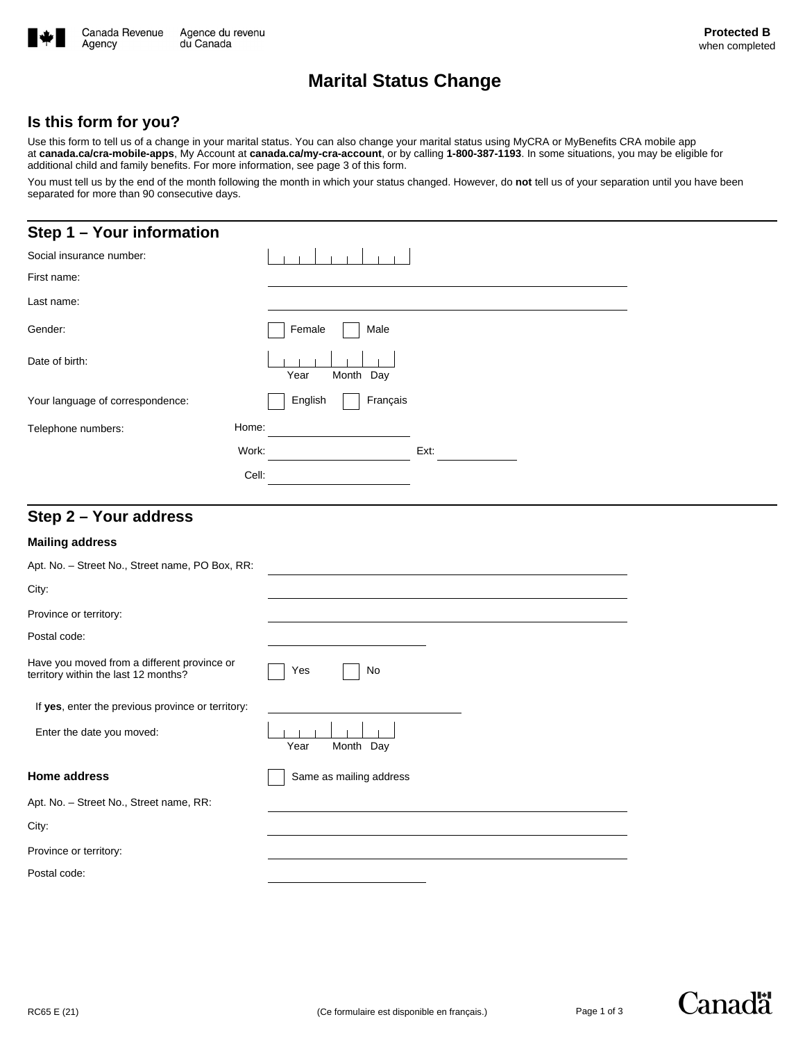Canada Revenue Agency / Agence du revenu du Canada

**Protected B**
when completed

# Marital Status Change

## Is this form for you?

Use this form to tell us of a change in your marital status. You can also change your marital status using MyCRA or MyBenefits CRA mobile app at **canada.ca/cra-mobile-apps**, My Account at **canada.ca/my-cra-account**, or by calling **1-800-387-1193**. In some situations, you may be eligible for additional child and family benefits. For more information, see page 3 of this form.

You must tell us by the end of the month following the month in which your status changed. However, do **not** tell us of your separation until you have been separated for more than 90 consecutive days.

## Step 1 – Your information

Social insurance number: ___

First name: ___

Last name: ___

Gender: ☐ Female ☐ Male

Date of birth: ___ (Year Month Day)

Your language of correspondence: ☐ English ☐ Français

Telephone numbers:
- Home: ___
- Work: ___ Ext: ___
- Cell: ___

## Step 2 – Your address

### Mailing address

Apt. No. – Street No., Street name, PO Box, RR: ___

City: ___

Province or territory: ___

Postal code: ___

Have you moved from a different province or territory within the last 12 months? ☐ Yes ☐ No

If **yes**, enter the previous province or territory: ___

Enter the date you moved: ___ (Year Month Day)

### Home address

☐ Same as mailing address

Apt. No. – Street No., Street name, RR: ___

City: ___

Province or territory: ___

Postal code: ___

RC65 E (21) (Ce formulaire est disponible en français.)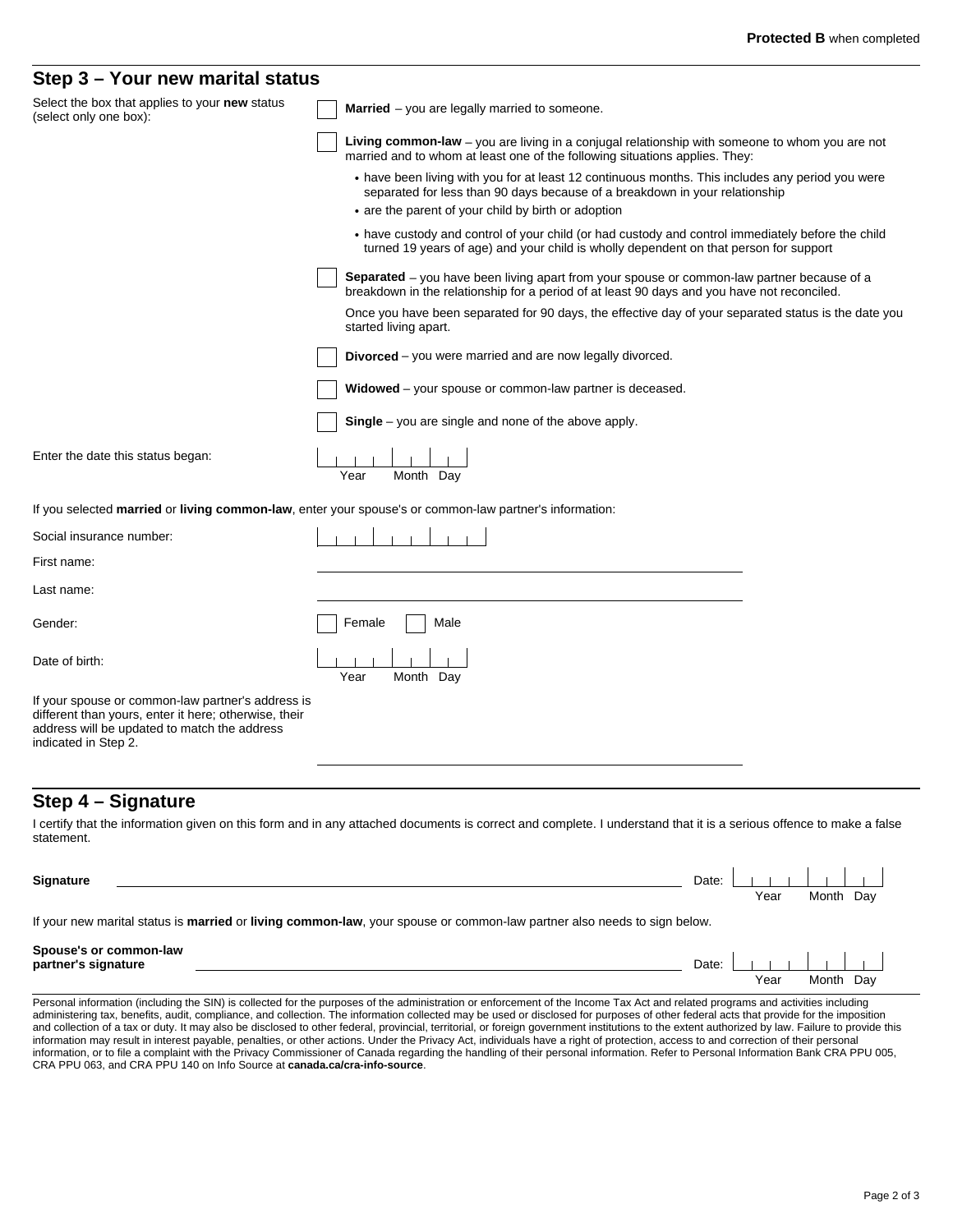**Protected B** when completed

## Step 3 – Your new marital status

Select the box that applies to your **new** status (select only one box):

- ☐ **Married** – you are legally married to someone.
- ☐ **Living common-law** – you are living in a conjugal relationship with someone to whom you are not married and to whom at least one of the following situations applies. They:
  - have been living with you for at least 12 continuous months. This includes any period you were separated for less than 90 days because of a breakdown in your relationship
  - are the parent of your child by birth or adoption
  - have custody and control of your child (or had custody and control immediately before the child turned 19 years of age) and your child is wholly dependent on that person for support
- ☐ **Separated** – you have been living apart from your spouse or common-law partner because of a breakdown in the relationship for a period of at least 90 days and you have not reconciled.

  Once you have been separated for 90 days, the effective day of your separated status is the date you started living apart.
- ☐ **Divorced** – you were married and are now legally divorced.
- ☐ **Widowed** – your spouse or common-law partner is deceased.
- ☐ **Single** – you are single and none of the above apply.

Enter the date this status began: ____ Year Month Day

If you selected **married** or **living common-law**, enter your spouse's or common-law partner's information:

Social insurance number: ____

First name: ____

Last name: ____

Gender: ☐ Female ☐ Male

Date of birth: ____ Year Month Day

If your spouse or common-law partner's address is different than yours, enter it here; otherwise, their address will be updated to match the address indicated in Step 2.

____

## Step 4 – Signature

I certify that the information given on this form and in any attached documents is correct and complete. I understand that it is a serious offence to make a false statement.

**Signature** ____ Date: ____ Year Month Day

If your new marital status is **married** or **living common-law**, your spouse or common-law partner also needs to sign below.

**Spouse's or common-law partner's signature** ____ Date: ____ Year Month Day

Personal information (including the SIN) is collected for the purposes of the administration or enforcement of the Income Tax Act and related programs and activities including administering tax, benefits, audit, compliance, and collection. The information collected may be used or disclosed for purposes of other federal acts that provide for the imposition and collection of a tax or duty. It may also be disclosed to other federal, provincial, territorial, or foreign government institutions to the extent authorized by law. Failure to provide this information may result in interest payable, penalties, or other actions. Under the Privacy Act, individuals have a right of protection, access to and correction of their personal information, or to file a complaint with the Privacy Commissioner of Canada regarding the handling of their personal information. Refer to Personal Information Bank CRA PPU 005, CRA PPU 063, and CRA PPU 140 on Info Source at **canada.ca/cra-info-source**.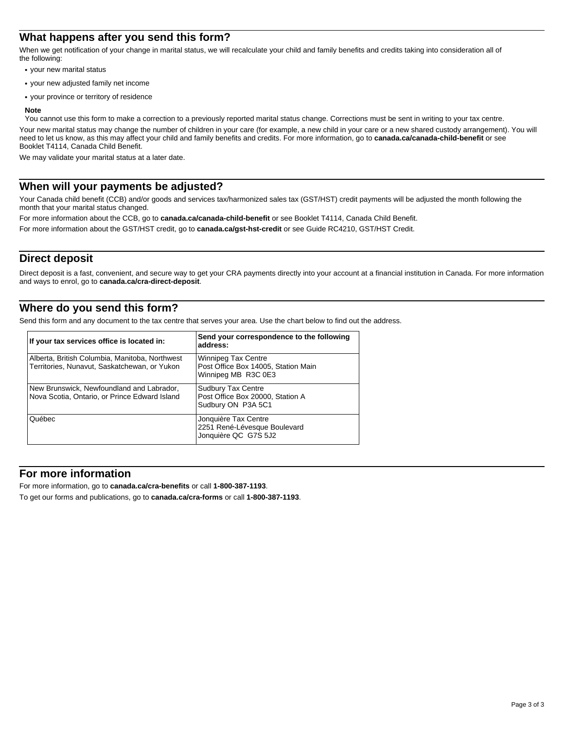## What happens after you send this form?

When we get notification of your change in marital status, we will recalculate your child and family benefits and credits taking into consideration all of the following:

- your new marital status
- your new adjusted family net income
- your province or territory of residence

**Note**

You cannot use this form to make a correction to a previously reported marital status change. Corrections must be sent in writing to your tax centre.

Your new marital status may change the number of children in your care (for example, a new child in your care or a new shared custody arrangement). You will need to let us know, as this may affect your child and family benefits and credits. For more information, go to **canada.ca/canada-child-benefit** or see Booklet T4114, Canada Child Benefit.

We may validate your marital status at a later date.

## When will your payments be adjusted?

Your Canada child benefit (CCB) and/or goods and services tax/harmonized sales tax (GST/HST) credit payments will be adjusted the month following the month that your marital status changed.

For more information about the CCB, go to **canada.ca/canada-child-benefit** or see Booklet T4114, Canada Child Benefit.

For more information about the GST/HST credit, go to **canada.ca/gst-hst-credit** or see Guide RC4210, GST/HST Credit.

## Direct deposit

Direct deposit is a fast, convenient, and secure way to get your CRA payments directly into your account at a financial institution in Canada. For more information and ways to enrol, go to **canada.ca/cra-direct-deposit**.

## Where do you send this form?

Send this form and any document to the tax centre that serves your area. Use the chart below to find out the address.

| If your tax services office is located in: | Send your correspondence to the following address: |
|---|---|
| Alberta, British Columbia, Manitoba, Northwest Territories, Nunavut, Saskatchewan, or Yukon | Winnipeg Tax Centre<br>Post Office Box 14005, Station Main<br>Winnipeg MB R3C 0E3 |
| New Brunswick, Newfoundland and Labrador, Nova Scotia, Ontario, or Prince Edward Island | Sudbury Tax Centre<br>Post Office Box 20000, Station A<br>Sudbury ON P3A 5C1 |
| Québec | Jonquière Tax Centre<br>2251 René-Lévesque Boulevard<br>Jonquière QC G7S 5J2 |

## For more information

For more information, go to **canada.ca/cra-benefits** or call **1-800-387-1193**.

To get our forms and publications, go to **canada.ca/cra-forms** or call **1-800-387-1193**.